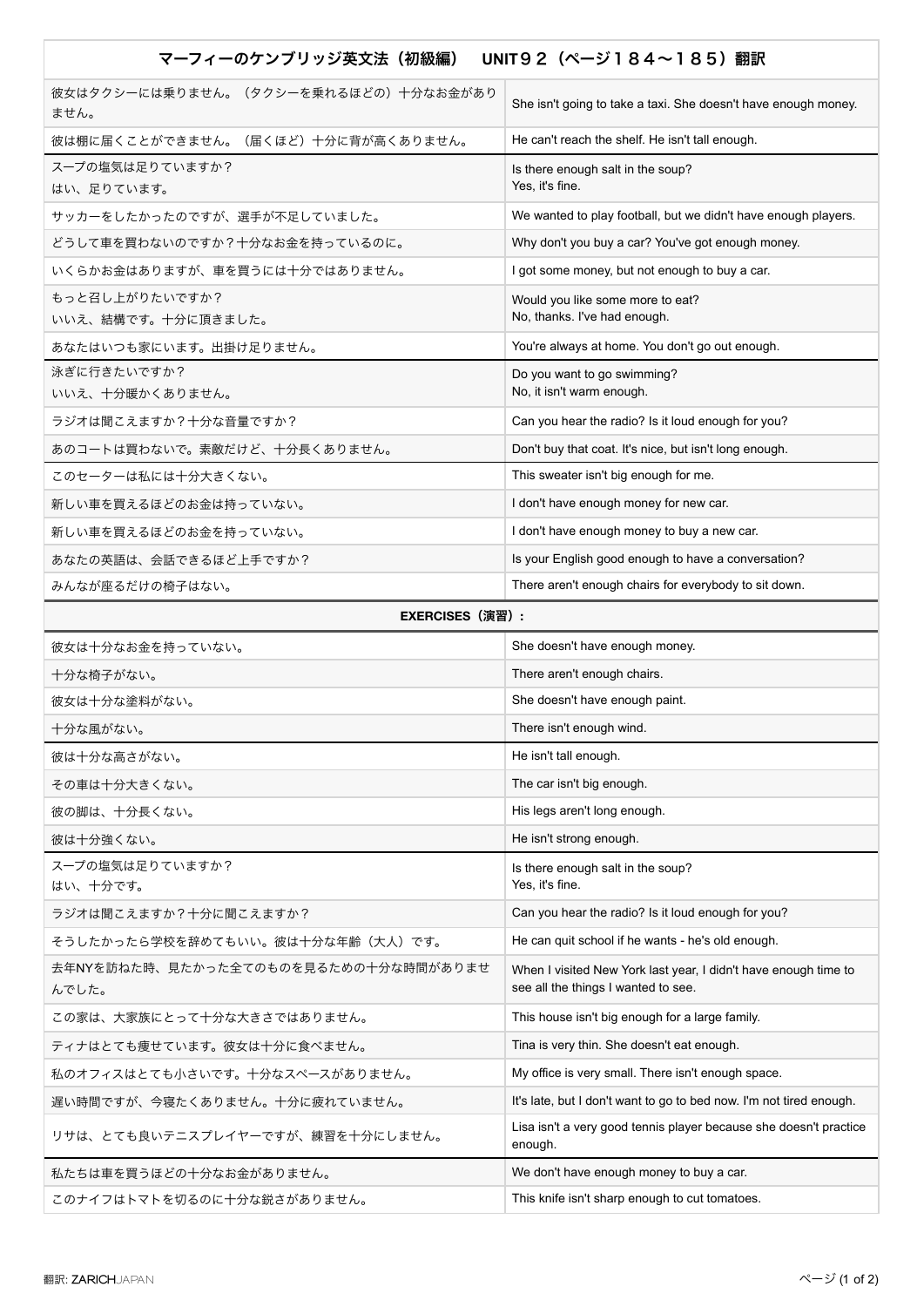| マーフィーのケンブリッジ英文法（初級編）　UNIT９２（ページ１８４～１８５）翻訳 | |
|---|---|
| 彼女はタクシーには乗りません。（タクシーを乗れるほどの）十分なお金がありません。 | She isn't going to take a taxi. She doesn't have enough money. |
| 彼は棚に届くことができません。（届くほど）十分に背が高くありません。 | He can't reach the shelf. He isn't tall enough. |
| スープの塩気は足りていますか？<br>はい、足りています。 | Is there enough salt in the soup?<br>Yes, it's fine. |
| サッカーをしたかったのですが、選手が不足していました。 | We wanted to play football, but we didn't have enough players. |
| どうして車を買わないのですか？十分なお金を持っているのに。 | Why don't you buy a car? You've got enough money. |
| いくらかお金はありますが、車を買うには十分ではありません。 | I got some money, but not enough to buy a car. |
| もっと召し上がりたいですか？<br>いいえ、結構です。十分に頂きました。 | Would you like some more to eat?<br>No, thanks. I've had enough. |
| あなたはいつも家にいます。出掛け足りません。 | You're always at home. You don't go out enough. |
| 泳ぎに行きたいですか？<br>いいえ、十分暖かくありません。 | Do you want to go swimming?<br>No, it isn't warm enough. |
| ラジオは聞こえますか？十分な音量ですか？ | Can you hear the radio? Is it loud enough for you? |
| あのコートは買わないで。素敵だけど、十分長くありません。 | Don't buy that coat. It's nice, but isn't long enough. |
| このセーターは私には十分大きくない。 | This sweater isn't big enough for me. |
| 新しい車を買えるほどのお金は持っていない。 | I don't have enough money for new car. |
| 新しい車を買えるほどのお金を持っていない。 | I don't have enough money to buy a new car. |
| あなたの英語は、会話できるほど上手ですか？ | Is your English good enough to have a conversation? |
| みんなが座るだけの椅子はない。 | There aren't enough chairs for everybody to sit down. |
| **EXERCISES（演習）:** | |
| 彼女は十分なお金を持っていない。 | She doesn't have enough money. |
| 十分な椅子がない。 | There aren't enough chairs. |
| 彼女は十分な塗料がない。 | She doesn't have enough paint. |
| 十分な風がない。 | There isn't enough wind. |
| 彼は十分な高さがない。 | He isn't tall enough. |
| その車は十分大きくない。 | The car isn't big enough. |
| 彼の脚は、十分長くない。 | His legs aren't long enough. |
| 彼は十分強くない。 | He isn't strong enough. |
| スープの塩気は足りていますか？<br>はい、十分です。 | Is there enough salt in the soup?<br>Yes, it's fine. |
| ラジオは聞こえますか？十分に聞こえますか？ | Can you hear the radio? Is it loud enough for you? |
| そうしたかったら学校を辞めてもいい。彼は十分な年齢（大人）です。 | He can quit school if he wants - he's old enough. |
| 去年NYを訪ねた時、見たかった全てのものを見るための十分な時間がありませんでした。 | When I visited New York last year, I didn't have enough time to see all the things I wanted to see. |
| この家は、大家族にとって十分な大きさではありません。 | This house isn't big enough for a large family. |
| ティナはとても痩せています。彼女は十分に食べません。 | Tina is very thin. She doesn't eat enough. |
| 私のオフィスはとても小さいです。十分なスペースがありません。 | My office is very small. There isn't enough space. |
| 遅い時間ですが、今寝たくありません。十分に疲れていません。 | It's late, but I don't want to go to bed now. I'm not tired enough. |
| リサは、とても良いテニスプレイヤーですが、練習を十分にしません。 | Lisa isn't a very good tennis player because she doesn't practice enough. |
| 私たちは車を買うほどの十分なお金がありません。 | We don't have enough money to buy a car. |
| このナイフはトマトを切るのに十分な鋭さがありません。 | This knife isn't sharp enough to cut tomatoes. |

翻訳: ZARICHJAPAN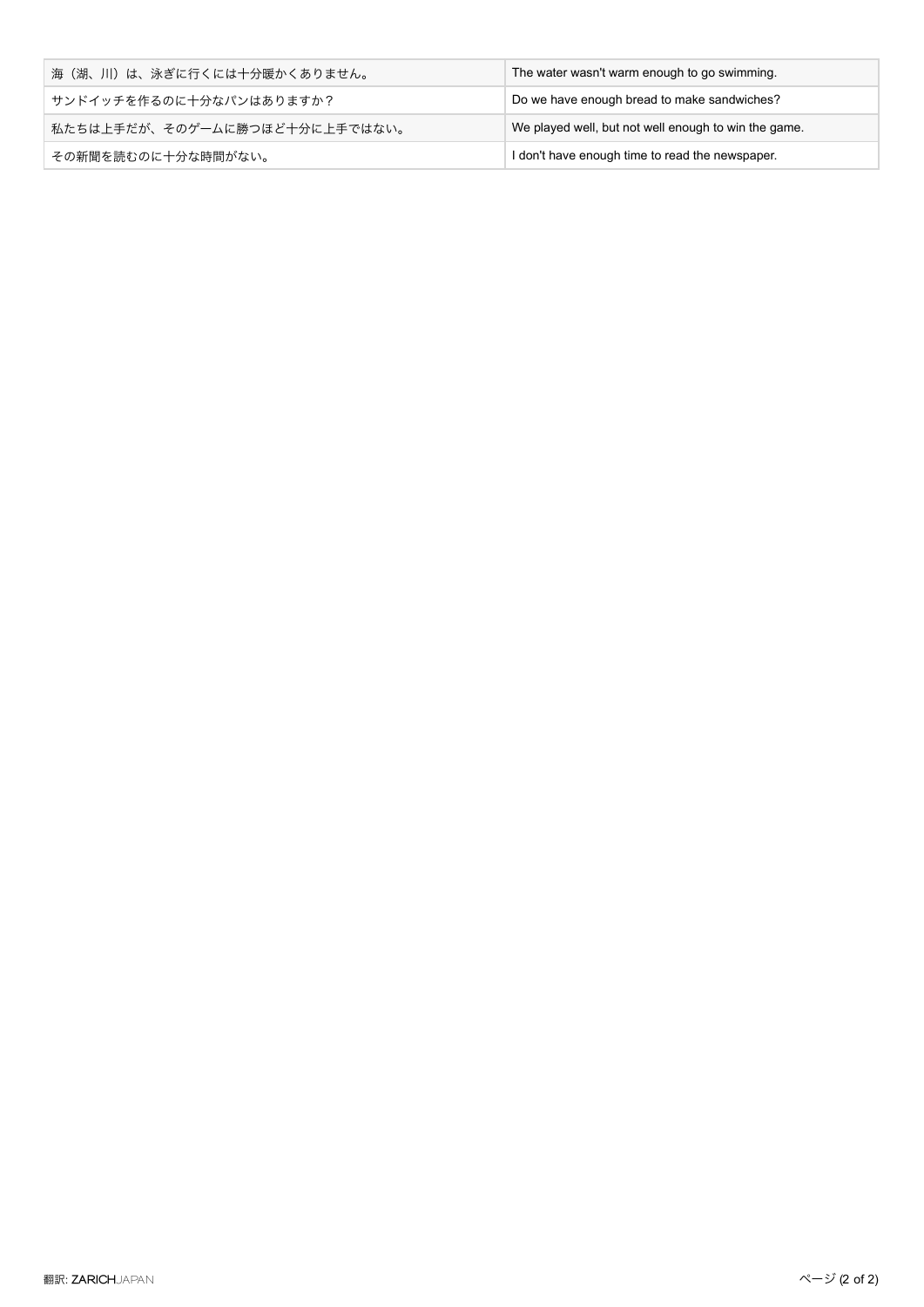| | |
|---|---|
| 海（湖、川）は、泳ぎに行くには十分暖かくありません。 | The water wasn't warm enough to go swimming. |
| サンドイッチを作るのに十分なパンはありますか？ | Do we have enough bread to make sandwiches? |
| 私たちは上手だが、そのゲームに勝つほど十分に上手ではない。 | We played well, but not well enough to win the game. |
| その新聞を読むのに十分な時間がない。 | I don't have enough time to read the newspaper. |